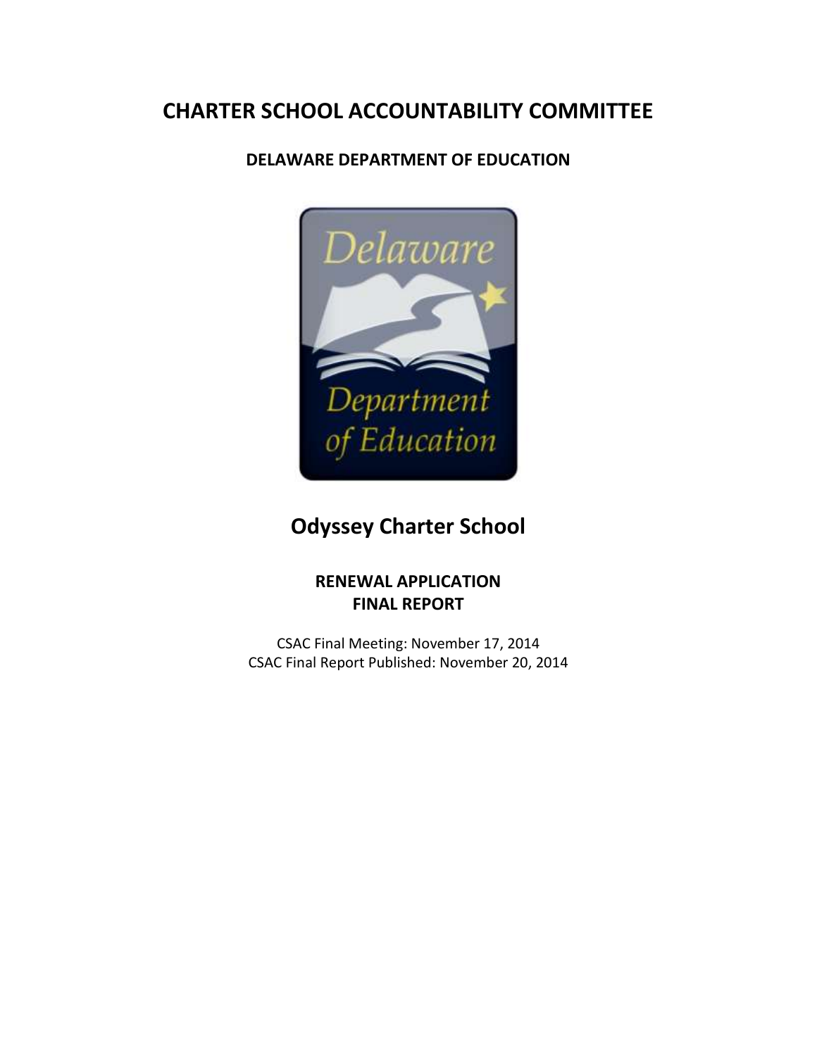# CHARTER SCHOOL ACCOUNTABILITY COMMITTEE

## DELAWARE DEPARTMENT OF EDUCATION

## Odyssey Charter School

### RENEWAL APPLICATION
### FINAL REPORT

CSAC Final Meeting: November 17, 2014
CSAC Final Report Published: November 20, 2014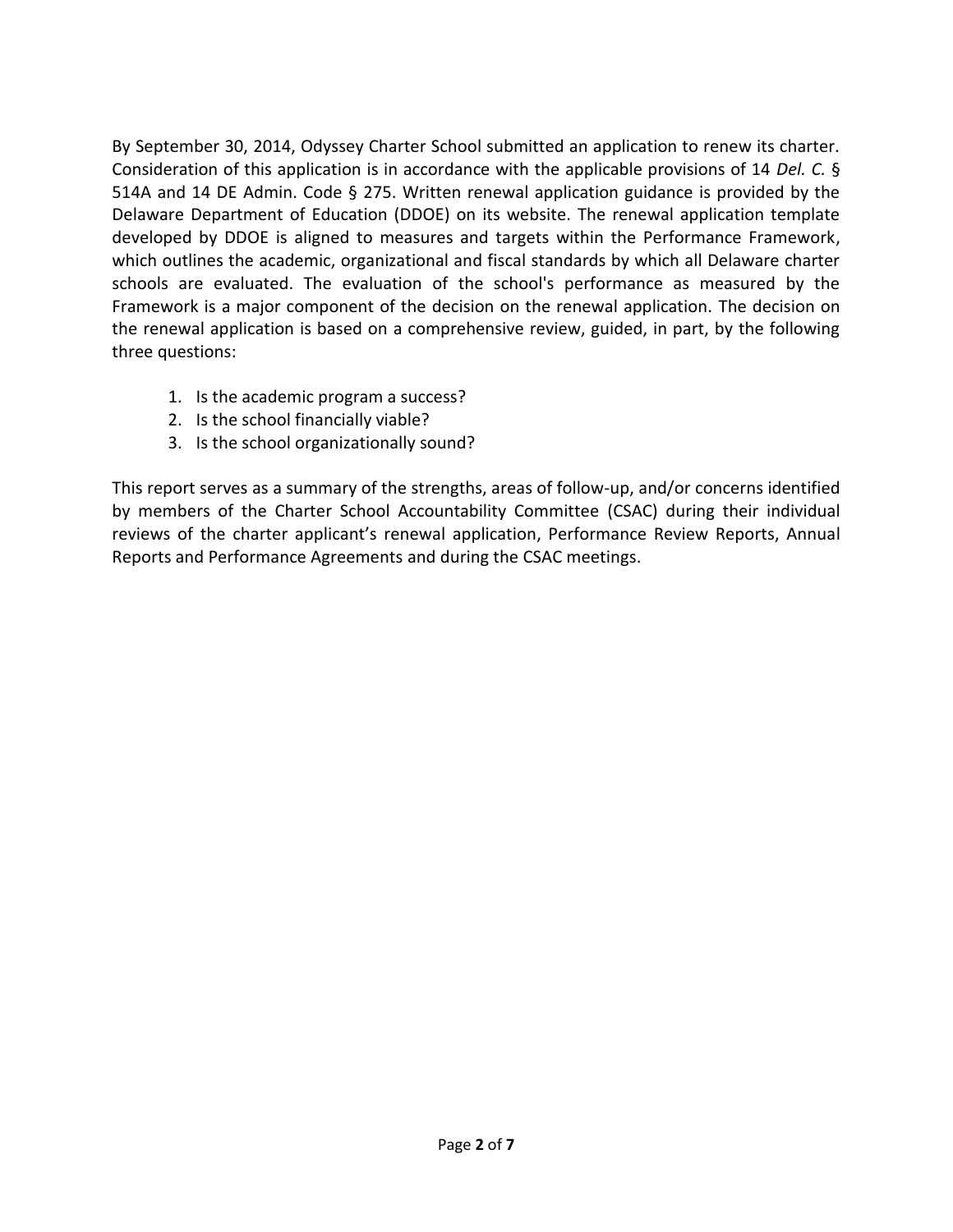By September 30, 2014, Odyssey Charter School submitted an application to renew its charter. Consideration of this application is in accordance with the applicable provisions of 14 *Del. C.* § 514A and 14 DE Admin. Code § 275. Written renewal application guidance is provided by the Delaware Department of Education (DDOE) on its website. The renewal application template developed by DDOE is aligned to measures and targets within the Performance Framework, which outlines the academic, organizational and fiscal standards by which all Delaware charter schools are evaluated. The evaluation of the school's performance as measured by the Framework is a major component of the decision on the renewal application. The decision on the renewal application is based on a comprehensive review, guided, in part, by the following three questions:

1. Is the academic program a success?
2. Is the school financially viable?
3. Is the school organizationally sound?

This report serves as a summary of the strengths, areas of follow-up, and/or concerns identified by members of the Charter School Accountability Committee (CSAC) during their individual reviews of the charter applicant's renewal application, Performance Review Reports, Annual Reports and Performance Agreements and during the CSAC meetings.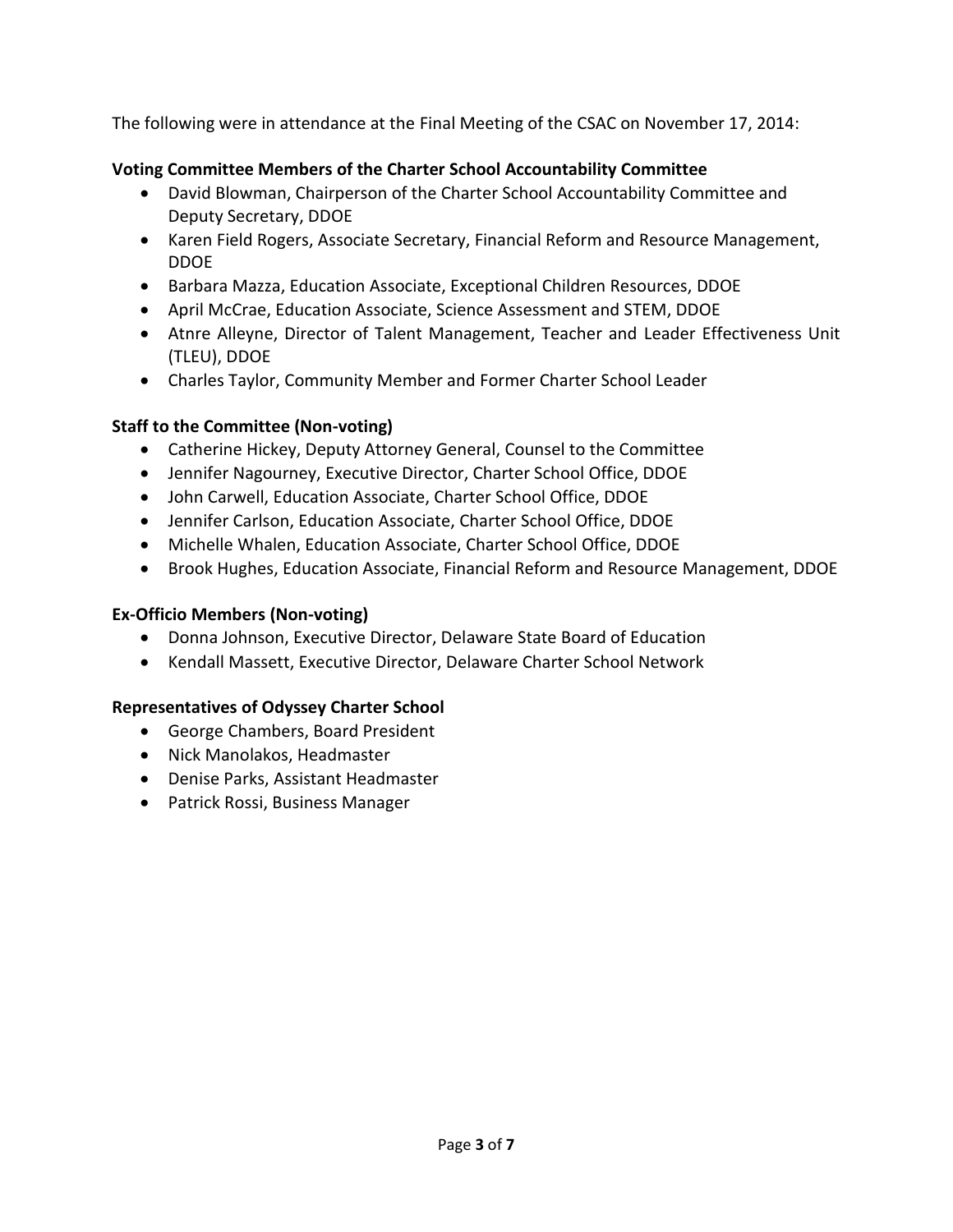The following were in attendance at the Final Meeting of the CSAC on November 17, 2014:

**Voting Committee Members of the Charter School Accountability Committee**

- David Blowman, Chairperson of the Charter School Accountability Committee and Deputy Secretary, DDOE
- Karen Field Rogers, Associate Secretary, Financial Reform and Resource Management, DDOE
- Barbara Mazza, Education Associate, Exceptional Children Resources, DDOE
- April McCrae, Education Associate, Science Assessment and STEM, DDOE
- Atnre Alleyne, Director of Talent Management, Teacher and Leader Effectiveness Unit (TLEU), DDOE
- Charles Taylor, Community Member and Former Charter School Leader

**Staff to the Committee (Non-voting)**

- Catherine Hickey, Deputy Attorney General, Counsel to the Committee
- Jennifer Nagourney, Executive Director, Charter School Office, DDOE
- John Carwell, Education Associate, Charter School Office, DDOE
- Jennifer Carlson, Education Associate, Charter School Office, DDOE
- Michelle Whalen, Education Associate, Charter School Office, DDOE
- Brook Hughes, Education Associate, Financial Reform and Resource Management, DDOE

**Ex-Officio Members (Non-voting)**

- Donna Johnson, Executive Director, Delaware State Board of Education
- Kendall Massett, Executive Director, Delaware Charter School Network

**Representatives of Odyssey Charter School**

- George Chambers, Board President
- Nick Manolakos, Headmaster
- Denise Parks, Assistant Headmaster
- Patrick Rossi, Business Manager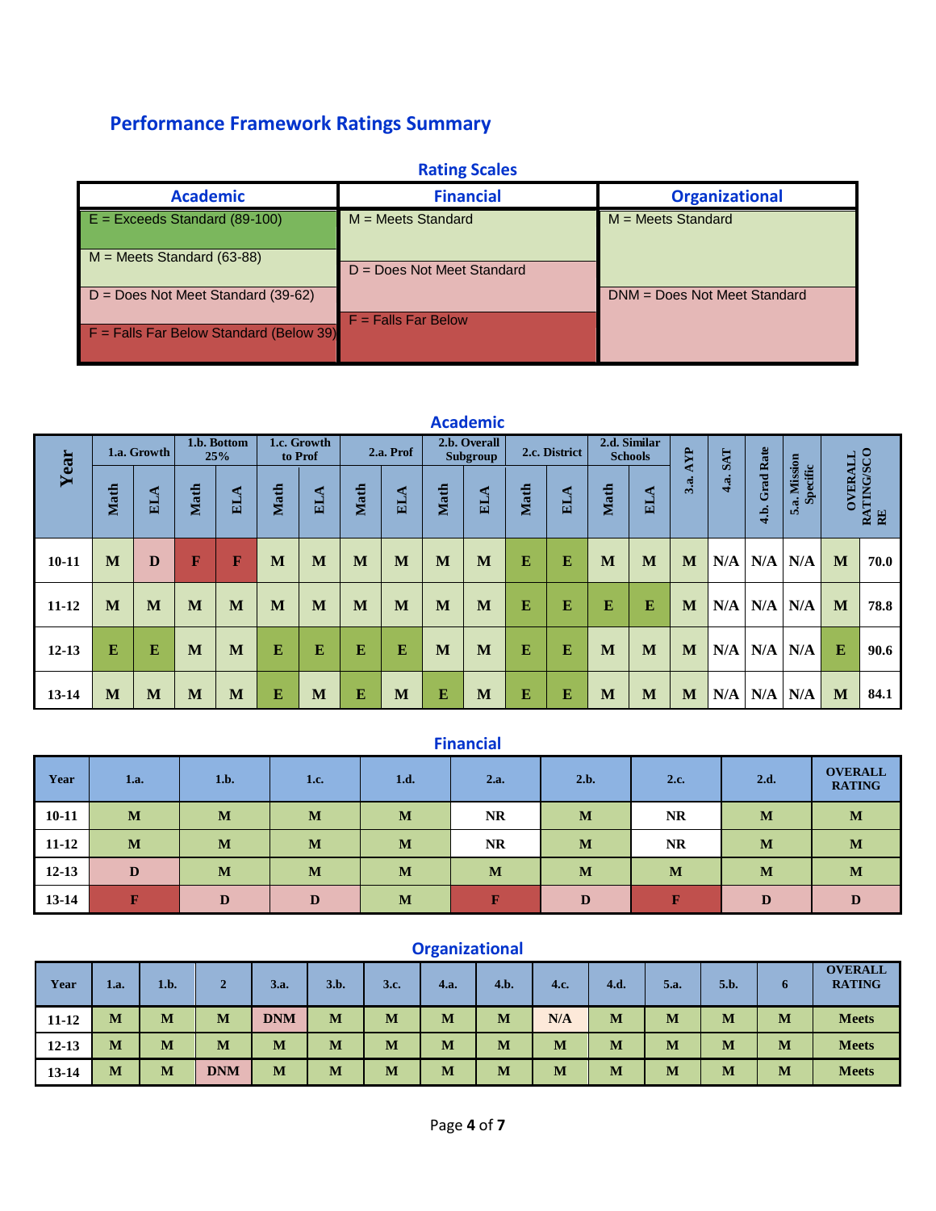## Performance Framework Ratings Summary

### Rating Scales

| Academic | Financial | Organizational |
|---|---|---|
| E = Exceeds Standard (89-100) | M = Meets Standard | M = Meets Standard |
| M = Meets Standard (63-88) | D = Does Not Meet Standard | DNM = Does Not Meet Standard |
| D = Does Not Meet Standard (39-62) | F = Falls Far Below | |
| F = Falls Far Below Standard (Below 39) | | |

### Academic

| Year | 1.a. Growth | | 1.b. Bottom 25% | | 1.c. Growth to Prof | | 2.a. Prof | | 2.b. Overall Subgroup | | 2.c. District | | 2.d. Similar Schools | | 3.a. AYP | 4.a. SAT | 4.b. Grad Rate | 5.a. Mission Specific | OVERALL RATING/SCORE | |
|---|---|---|---|---|---|---|---|---|---|---|---|---|---|---|---|---|---|---|---|---|
| | Math | ELA | Math | ELA | Math | ELA | Math | ELA | Math | ELA | Math | ELA | Math | ELA | | | | | | |
| 10-11 | M | D | F | F | M | M | M | M | M | M | E | E | M | M | M | N/A | N/A | N/A | M | 70.0 |
| 11-12 | M | M | M | M | M | M | M | M | M | M | E | E | E | E | M | N/A | N/A | N/A | M | 78.8 |
| 12-13 | E | E | M | M | E | E | E | E | M | M | E | E | M | M | M | N/A | N/A | N/A | E | 90.6 |
| 13-14 | M | M | M | M | E | M | E | M | E | M | E | E | M | M | M | N/A | N/A | N/A | M | 84.1 |

### Financial

| Year | 1.a. | 1.b. | 1.c. | 1.d. | 2.a. | 2.b. | 2.c. | 2.d. | OVERALL RATING |
|---|---|---|---|---|---|---|---|---|---|
| 10-11 | M | M | M | M | NR | M | NR | M | M |
| 11-12 | M | M | M | M | NR | M | NR | M | M |
| 12-13 | D | M | M | M | M | M | M | M | M |
| 13-14 | F | D | D | M | F | D | F | D | D |

### Organizational

| Year | 1.a. | 1.b. | 2 | 3.a. | 3.b. | 3.c. | 4.a. | 4.b. | 4.c. | 4.d. | 5.a. | 5.b. | 6 | OVERALL RATING |
|---|---|---|---|---|---|---|---|---|---|---|---|---|---|---|
| 11-12 | M | M | M | DNM | M | M | M | M | N/A | M | M | M | M | Meets |
| 12-13 | M | M | M | M | M | M | M | M | M | M | M | M | M | Meets |
| 13-14 | M | M | DNM | M | M | M | M | M | M | M | M | M | M | Meets |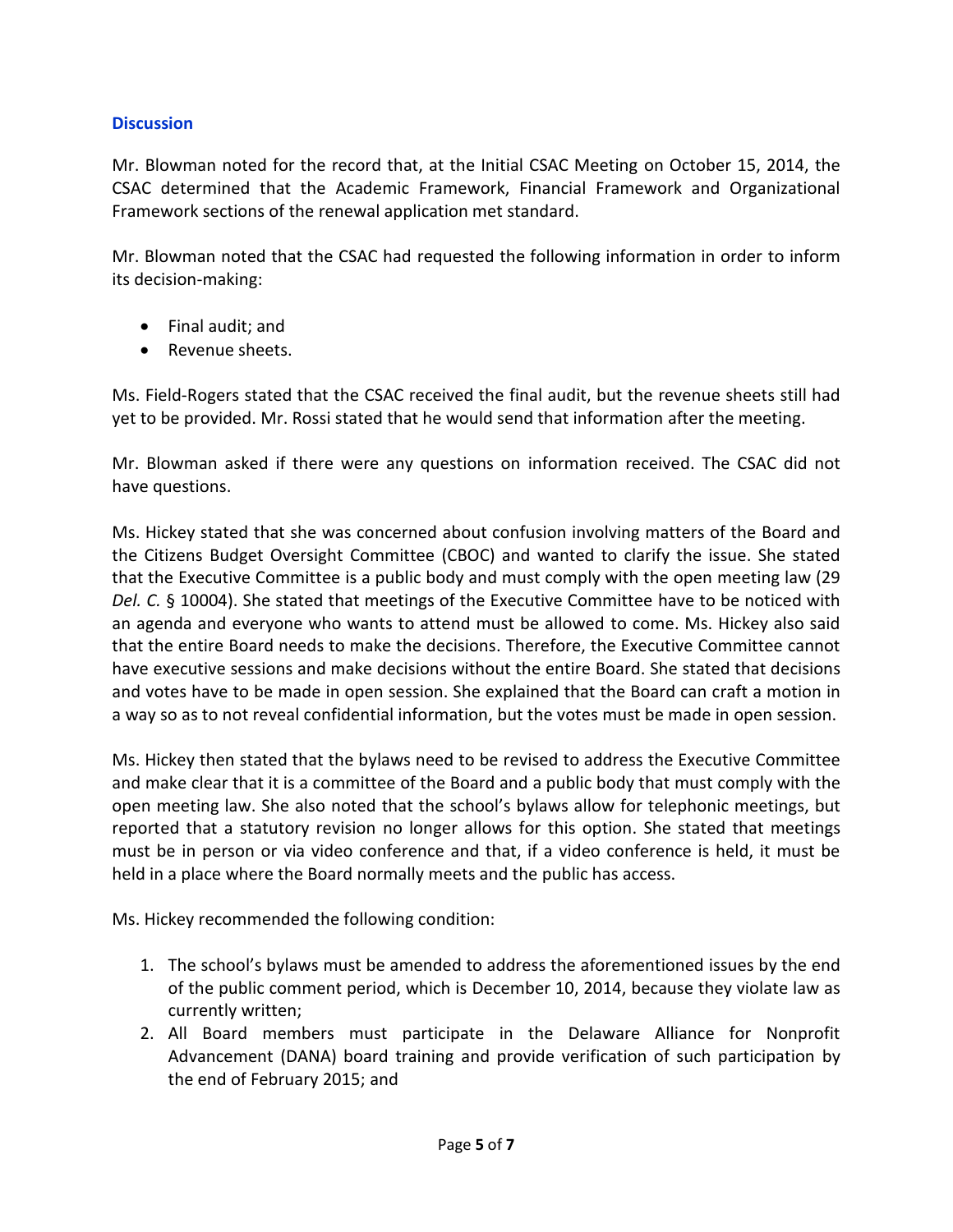### Discussion

Mr. Blowman noted for the record that, at the Initial CSAC Meeting on October 15, 2014, the CSAC determined that the Academic Framework, Financial Framework and Organizational Framework sections of the renewal application met standard.

Mr. Blowman noted that the CSAC had requested the following information in order to inform its decision-making:

- Final audit; and
- Revenue sheets.

Ms. Field-Rogers stated that the CSAC received the final audit, but the revenue sheets still had yet to be provided. Mr. Rossi stated that he would send that information after the meeting.

Mr. Blowman asked if there were any questions on information received. The CSAC did not have questions.

Ms. Hickey stated that she was concerned about confusion involving matters of the Board and the Citizens Budget Oversight Committee (CBOC) and wanted to clarify the issue. She stated that the Executive Committee is a public body and must comply with the open meeting law (29 *Del. C.* § 10004). She stated that meetings of the Executive Committee have to be noticed with an agenda and everyone who wants to attend must be allowed to come. Ms. Hickey also said that the entire Board needs to make the decisions. Therefore, the Executive Committee cannot have executive sessions and make decisions without the entire Board. She stated that decisions and votes have to be made in open session. She explained that the Board can craft a motion in a way so as to not reveal confidential information, but the votes must be made in open session.

Ms. Hickey then stated that the bylaws need to be revised to address the Executive Committee and make clear that it is a committee of the Board and a public body that must comply with the open meeting law. She also noted that the school's bylaws allow for telephonic meetings, but reported that a statutory revision no longer allows for this option. She stated that meetings must be in person or via video conference and that, if a video conference is held, it must be held in a place where the Board normally meets and the public has access.

Ms. Hickey recommended the following condition:

1. The school's bylaws must be amended to address the aforementioned issues by the end of the public comment period, which is December 10, 2014, because they violate law as currently written;
2. All Board members must participate in the Delaware Alliance for Nonprofit Advancement (DANA) board training and provide verification of such participation by the end of February 2015; and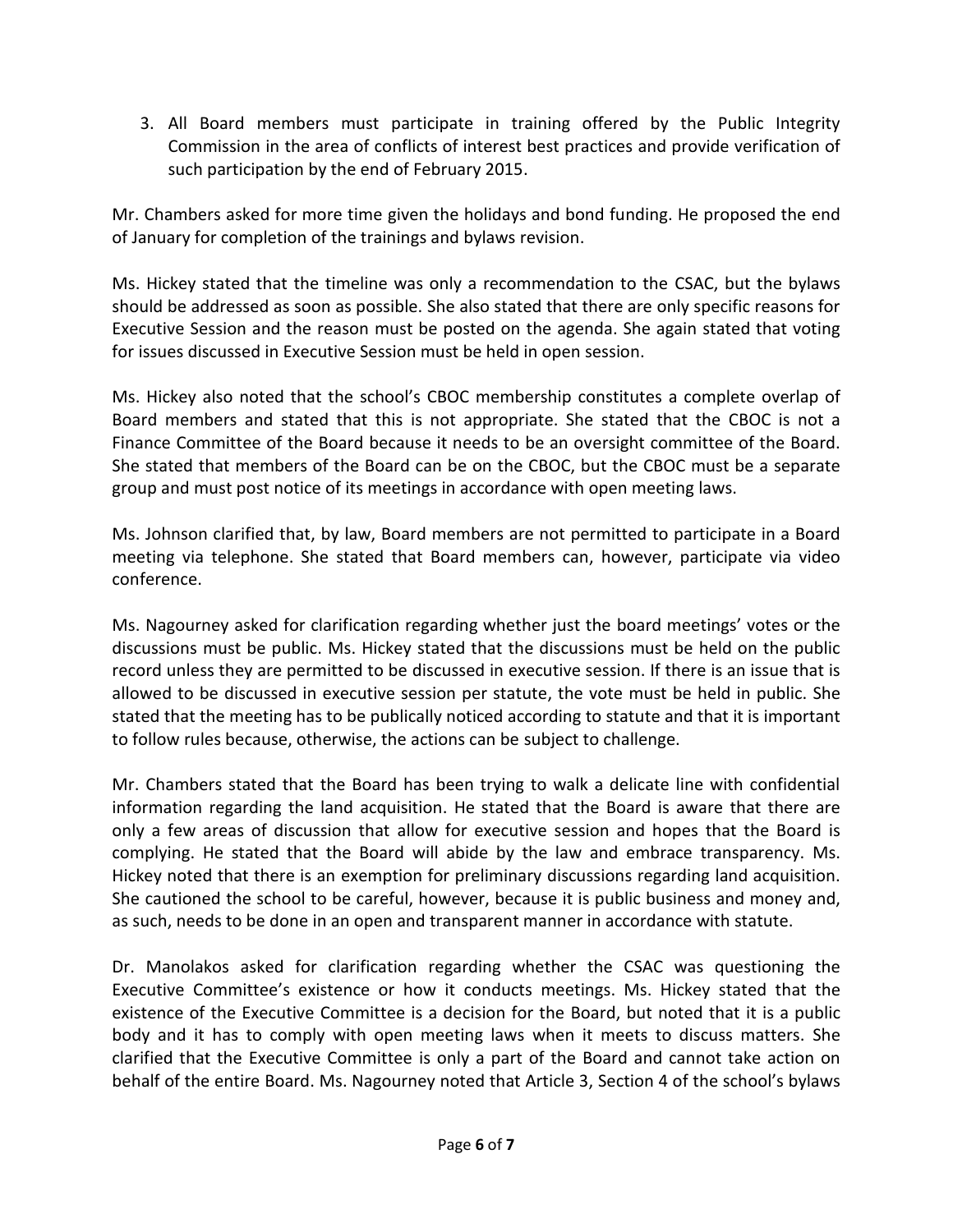3. All Board members must participate in training offered by the Public Integrity Commission in the area of conflicts of interest best practices and provide verification of such participation by the end of February 2015.

Mr. Chambers asked for more time given the holidays and bond funding. He proposed the end of January for completion of the trainings and bylaws revision.

Ms. Hickey stated that the timeline was only a recommendation to the CSAC, but the bylaws should be addressed as soon as possible. She also stated that there are only specific reasons for Executive Session and the reason must be posted on the agenda. She again stated that voting for issues discussed in Executive Session must be held in open session.

Ms. Hickey also noted that the school's CBOC membership constitutes a complete overlap of Board members and stated that this is not appropriate. She stated that the CBOC is not a Finance Committee of the Board because it needs to be an oversight committee of the Board. She stated that members of the Board can be on the CBOC, but the CBOC must be a separate group and must post notice of its meetings in accordance with open meeting laws.

Ms. Johnson clarified that, by law, Board members are not permitted to participate in a Board meeting via telephone. She stated that Board members can, however, participate via video conference.

Ms. Nagourney asked for clarification regarding whether just the board meetings' votes or the discussions must be public. Ms. Hickey stated that the discussions must be held on the public record unless they are permitted to be discussed in executive session. If there is an issue that is allowed to be discussed in executive session per statute, the vote must be held in public. She stated that the meeting has to be publically noticed according to statute and that it is important to follow rules because, otherwise, the actions can be subject to challenge.

Mr. Chambers stated that the Board has been trying to walk a delicate line with confidential information regarding the land acquisition. He stated that the Board is aware that there are only a few areas of discussion that allow for executive session and hopes that the Board is complying. He stated that the Board will abide by the law and embrace transparency. Ms. Hickey noted that there is an exemption for preliminary discussions regarding land acquisition. She cautioned the school to be careful, however, because it is public business and money and, as such, needs to be done in an open and transparent manner in accordance with statute.

Dr. Manolakos asked for clarification regarding whether the CSAC was questioning the Executive Committee's existence or how it conducts meetings. Ms. Hickey stated that the existence of the Executive Committee is a decision for the Board, but noted that it is a public body and it has to comply with open meeting laws when it meets to discuss matters. She clarified that the Executive Committee is only a part of the Board and cannot take action on behalf of the entire Board. Ms. Nagourney noted that Article 3, Section 4 of the school's bylaws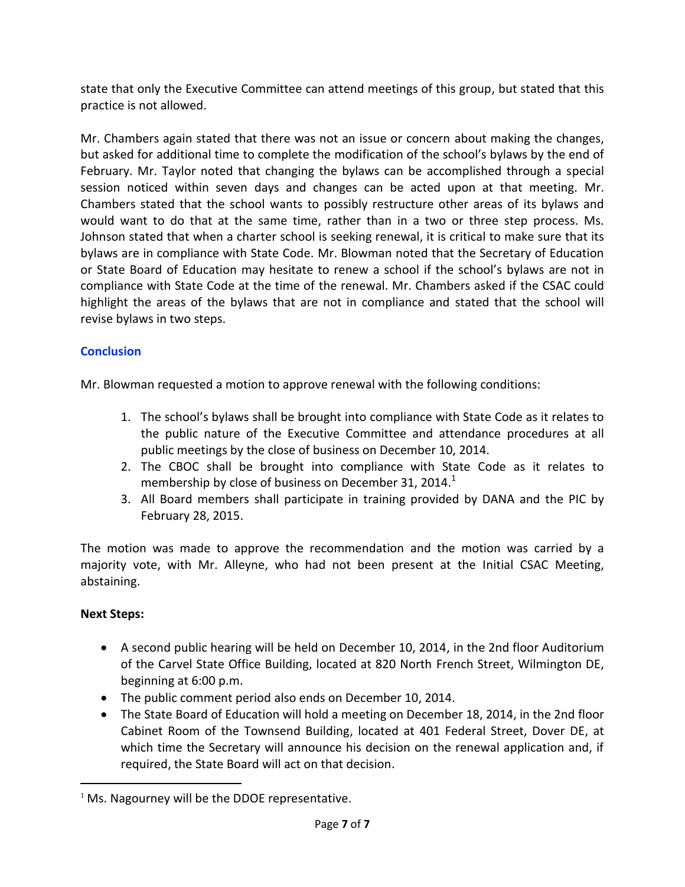state that only the Executive Committee can attend meetings of this group, but stated that this practice is not allowed.

Mr. Chambers again stated that there was not an issue or concern about making the changes, but asked for additional time to complete the modification of the school's bylaws by the end of February. Mr. Taylor noted that changing the bylaws can be accomplished through a special session noticed within seven days and changes can be acted upon at that meeting. Mr. Chambers stated that the school wants to possibly restructure other areas of its bylaws and would want to do that at the same time, rather than in a two or three step process. Ms. Johnson stated that when a charter school is seeking renewal, it is critical to make sure that its bylaws are in compliance with State Code. Mr. Blowman noted that the Secretary of Education or State Board of Education may hesitate to renew a school if the school's bylaws are not in compliance with State Code at the time of the renewal. Mr. Chambers asked if the CSAC could highlight the areas of the bylaws that are not in compliance and stated that the school will revise bylaws in two steps.

## Conclusion

Mr. Blowman requested a motion to approve renewal with the following conditions:

1. The school's bylaws shall be brought into compliance with State Code as it relates to the public nature of the Executive Committee and attendance procedures at all public meetings by the close of business on December 10, 2014.
2. The CBOC shall be brought into compliance with State Code as it relates to membership by close of business on December 31, 2014.[1]
3. All Board members shall participate in training provided by DANA and the PIC by February 28, 2015.

The motion was made to approve the recommendation and the motion was carried by a majority vote, with Mr. Alleyne, who had not been present at the Initial CSAC Meeting, abstaining.

**Next Steps:**

- A second public hearing will be held on December 10, 2014, in the 2nd floor Auditorium of the Carvel State Office Building, located at 820 North French Street, Wilmington DE, beginning at 6:00 p.m.
- The public comment period also ends on December 10, 2014.
- The State Board of Education will hold a meeting on December 18, 2014, in the 2nd floor Cabinet Room of the Townsend Building, located at 401 Federal Street, Dover DE, at which time the Secretary will announce his decision on the renewal application and, if required, the State Board will act on that decision.

[1] Ms. Nagourney will be the DDOE representative.